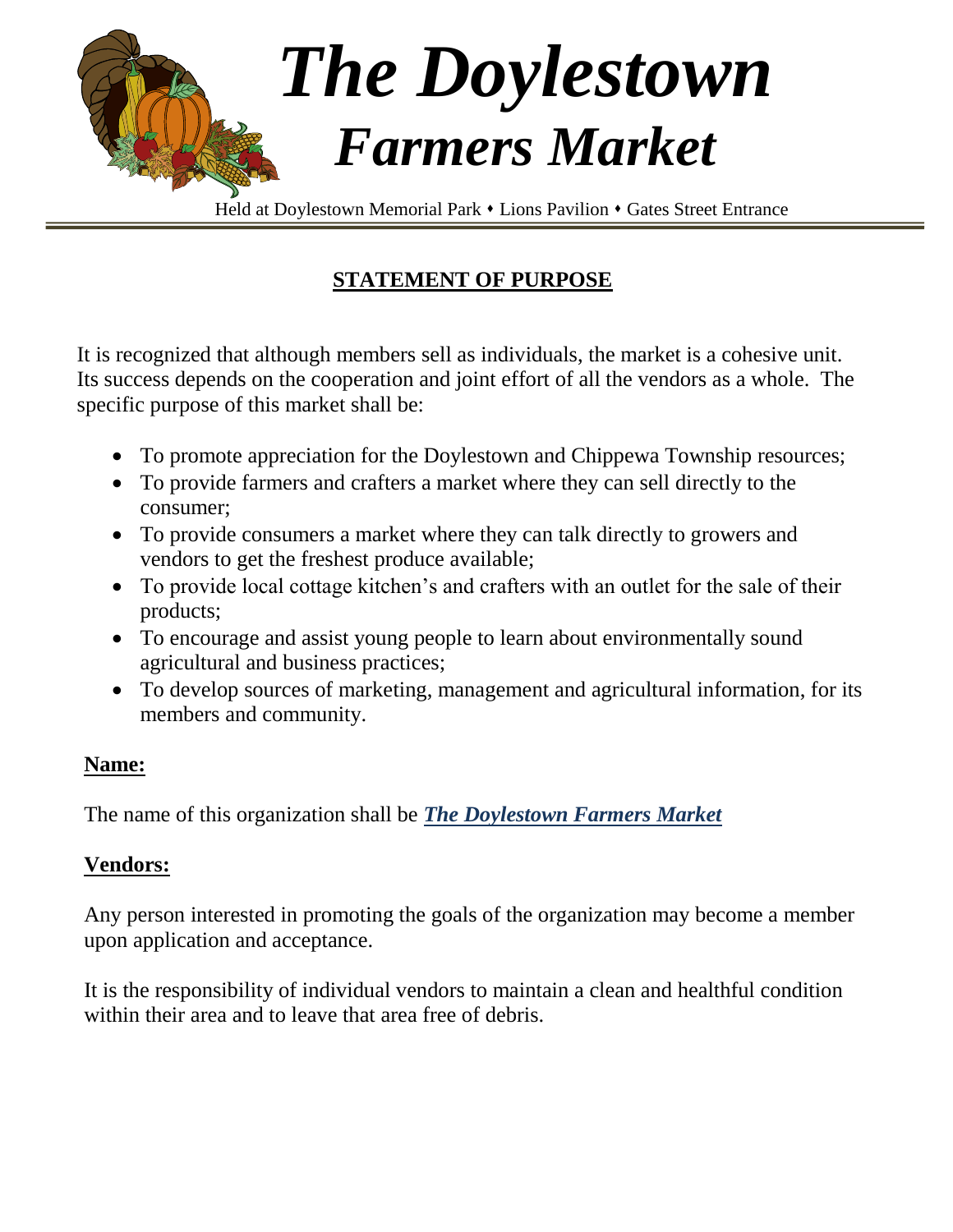# *The Doylestown Farmers Market*

Held at Doylestown Memorial Park • Lions Pavilion • Gates Street Entrance

## STATEMENT OF PURPOSE

It is recognized that although members sell as individuals, the market is a cohesive unit. Its success depends on the cooperation and joint effort of all the vendors as a whole. The specific purpose of this market shall be:

- To promote appreciation for the Doylestown and Chippewa Township resources;
- To provide farmers and crafters a market where they can sell directly to the consumer;
- To provide consumers a market where they can talk directly to growers and vendors to get the freshest produce available;
- To provide local cottage kitchen's and crafters with an outlet for the sale of their products;
- To encourage and assist young people to learn about environmentally sound agricultural and business practices;
- To develop sources of marketing, management and agricultural information, for its members and community.

### Name:

The name of this organization shall be ***The Doylestown Farmers Market***

### Vendors:

Any person interested in promoting the goals of the organization may become a member upon application and acceptance.

It is the responsibility of individual vendors to maintain a clean and healthful condition within their area and to leave that area free of debris.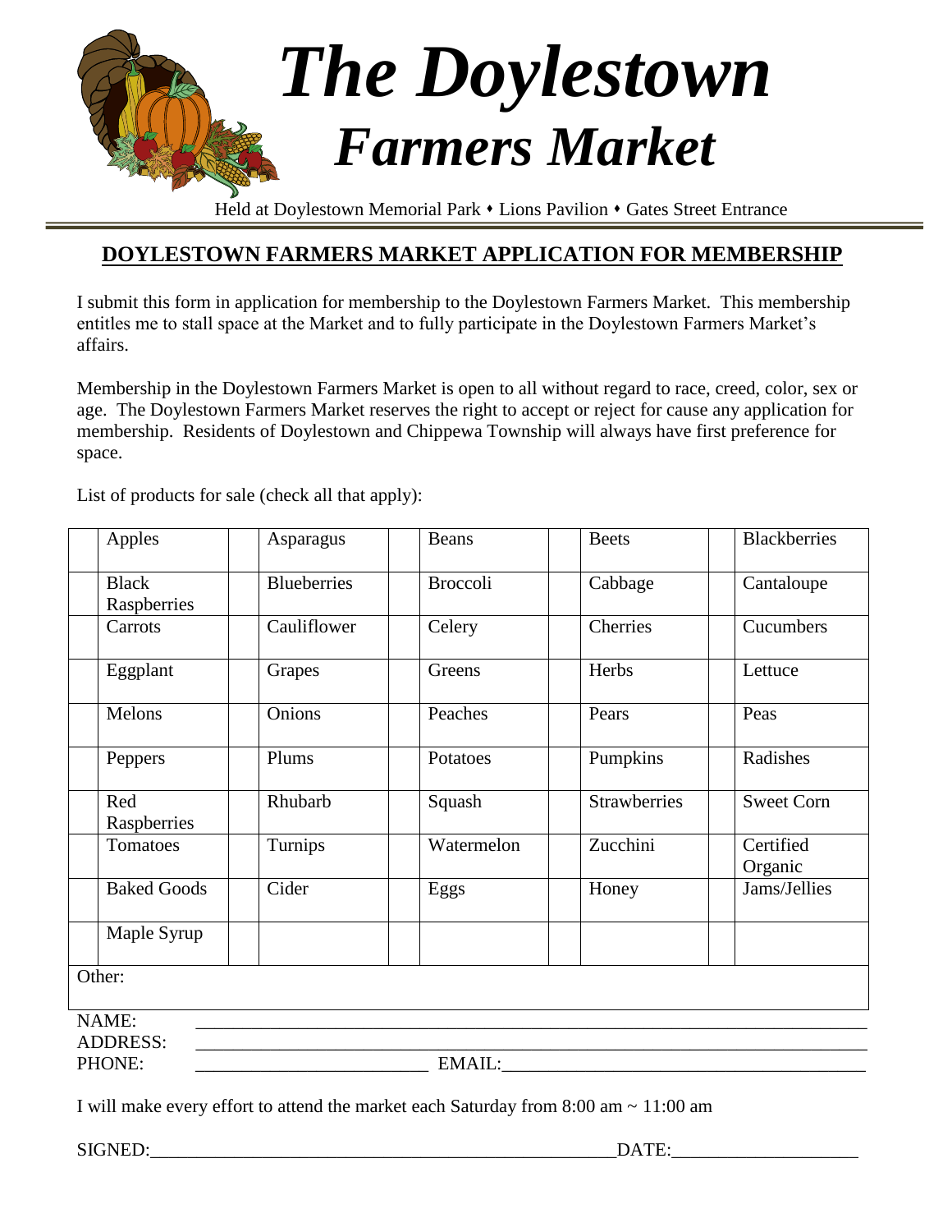# *The Doylestown Farmers Market*

Held at Doylestown Memorial Park • Lions Pavilion • Gates Street Entrance

## DOYLESTOWN FARMERS MARKET APPLICATION FOR MEMBERSHIP

I submit this form in application for membership to the Doylestown Farmers Market. This membership entitles me to stall space at the Market and to fully participate in the Doylestown Farmers Market's affairs.

Membership in the Doylestown Farmers Market is open to all without regard to race, creed, color, sex or age. The Doylestown Farmers Market reserves the right to accept or reject for cause any application for membership. Residents of Doylestown and Chippewa Township will always have first preference for space.

List of products for sale (check all that apply):

| | | | | | | | | | |
|---|---|---|---|---|---|---|---|---|---|
| | Apples | | Asparagus | | Beans | | Beets | | Blackberries |
| | Black Raspberries | | Blueberries | | Broccoli | | Cabbage | | Cantaloupe |
| | Carrots | | Cauliflower | | Celery | | Cherries | | Cucumbers |
| | Eggplant | | Grapes | | Greens | | Herbs | | Lettuce |
| | Melons | | Onions | | Peaches | | Pears | | Peas |
| | Peppers | | Plums | | Potatoes | | Pumpkins | | Radishes |
| | Red Raspberries | | Rhubarb | | Squash | | Strawberries | | Sweet Corn |
| | Tomatoes | | Turnips | | Watermelon | | Zucchini | | Certified Organic |
| | Baked Goods | | Cider | | Eggs | | Honey | | Jams/Jellies |
| | Maple Syrup | | | | | | | | |

Other:

NAME: ______________________________________________

ADDRESS: ______________________________________________

PHONE: ________________________ EMAIL: ________________________________

I will make every effort to attend the market each Saturday from 8:00 am ~ 11:00 am

SIGNED:_______________________________________________DATE:___________________